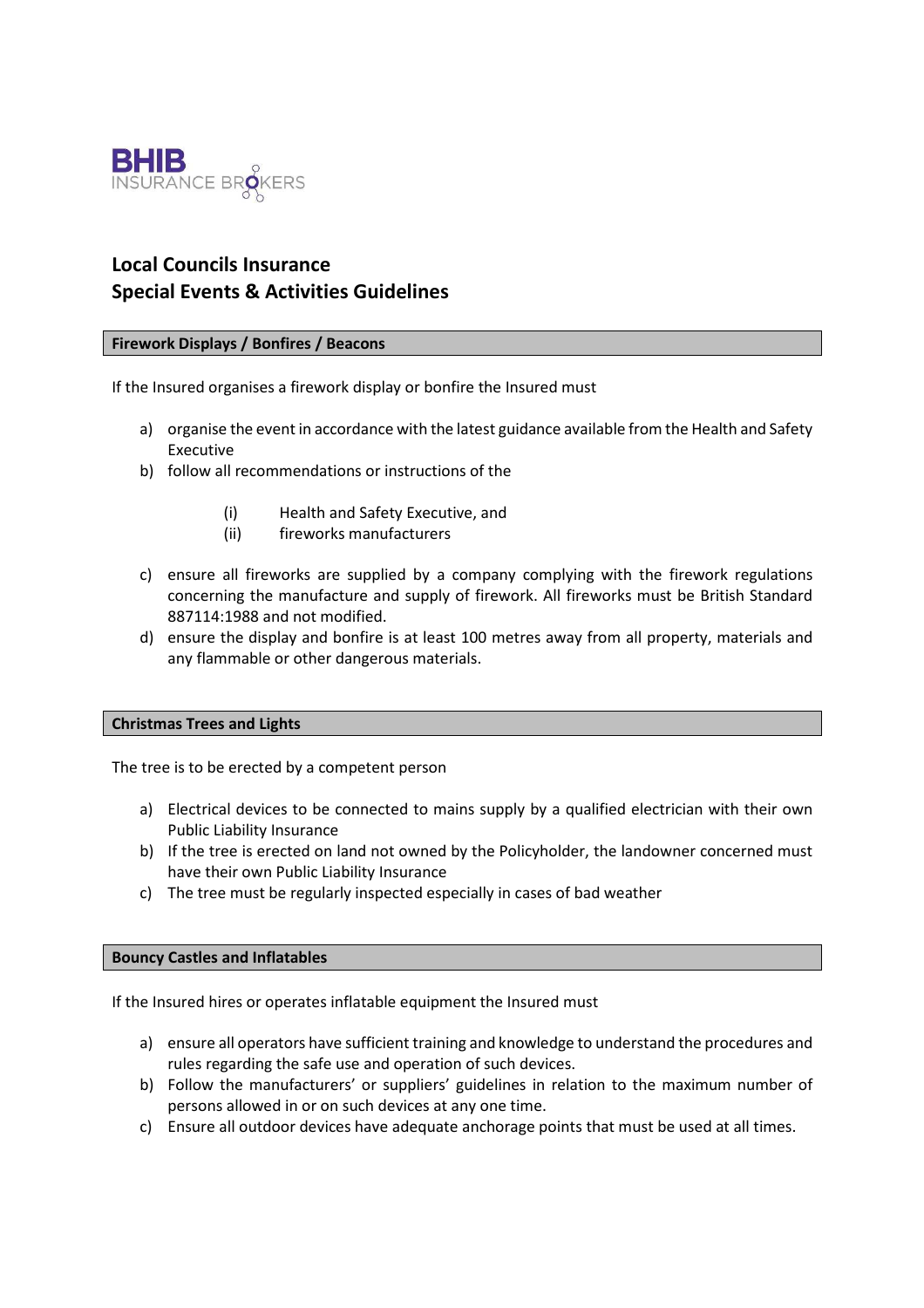BHIB INSURANCE BROKERS

# Local Councils Insurance
# Special Events & Activities Guidelines

## Firework Displays / Bonfires / Beacons

If the Insured organises a firework display or bonfire the Insured must

a) organise the event in accordance with the latest guidance available from the Health and Safety Executive
b) follow all recommendations or instructions of the
    (i) Health and Safety Executive, and
    (ii) fireworks manufacturers
c) ensure all fireworks are supplied by a company complying with the firework regulations concerning the manufacture and supply of firework. All fireworks must be British Standard 887114:1988 and not modified.
d) ensure the display and bonfire is at least 100 metres away from all property, materials and any flammable or other dangerous materials.

## Christmas Trees and Lights

The tree is to be erected by a competent person

a) Electrical devices to be connected to mains supply by a qualified electrician with their own Public Liability Insurance
b) If the tree is erected on land not owned by the Policyholder, the landowner concerned must have their own Public Liability Insurance
c) The tree must be regularly inspected especially in cases of bad weather

## Bouncy Castles and Inflatables

If the Insured hires or operates inflatable equipment the Insured must

a) ensure all operators have sufficient training and knowledge to understand the procedures and rules regarding the safe use and operation of such devices.
b) Follow the manufacturers' or suppliers' guidelines in relation to the maximum number of persons allowed in or on such devices at any one time.
c) Ensure all outdoor devices have adequate anchorage points that must be used at all times.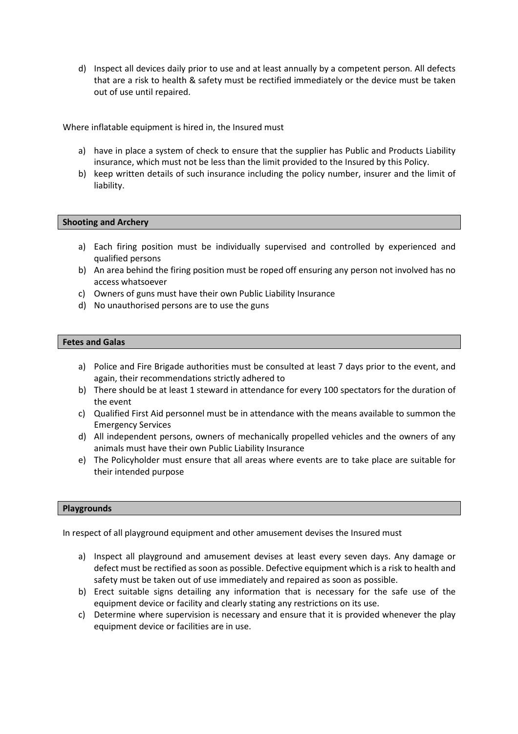d) Inspect all devices daily prior to use and at least annually by a competent person. All defects that are a risk to health & safety must be rectified immediately or the device must be taken out of use until repaired.

Where inflatable equipment is hired in, the Insured must

a) have in place a system of check to ensure that the supplier has Public and Products Liability insurance, which must not be less than the limit provided to the Insured by this Policy.
b) keep written details of such insurance including the policy number, insurer and the limit of liability.

## Shooting and Archery

a) Each firing position must be individually supervised and controlled by experienced and qualified persons
b) An area behind the firing position must be roped off ensuring any person not involved has no access whatsoever
c) Owners of guns must have their own Public Liability Insurance
d) No unauthorised persons are to use the guns

## Fetes and Galas

a) Police and Fire Brigade authorities must be consulted at least 7 days prior to the event, and again, their recommendations strictly adhered to
b) There should be at least 1 steward in attendance for every 100 spectators for the duration of the event
c) Qualified First Aid personnel must be in attendance with the means available to summon the Emergency Services
d) All independent persons, owners of mechanically propelled vehicles and the owners of any animals must have their own Public Liability Insurance
e) The Policyholder must ensure that all areas where events are to take place are suitable for their intended purpose

## Playgrounds

In respect of all playground equipment and other amusement devises the Insured must

a) Inspect all playground and amusement devises at least every seven days. Any damage or defect must be rectified as soon as possible. Defective equipment which is a risk to health and safety must be taken out of use immediately and repaired as soon as possible.
b) Erect suitable signs detailing any information that is necessary for the safe use of the equipment device or facility and clearly stating any restrictions on its use.
c) Determine where supervision is necessary and ensure that it is provided whenever the play equipment device or facilities are in use.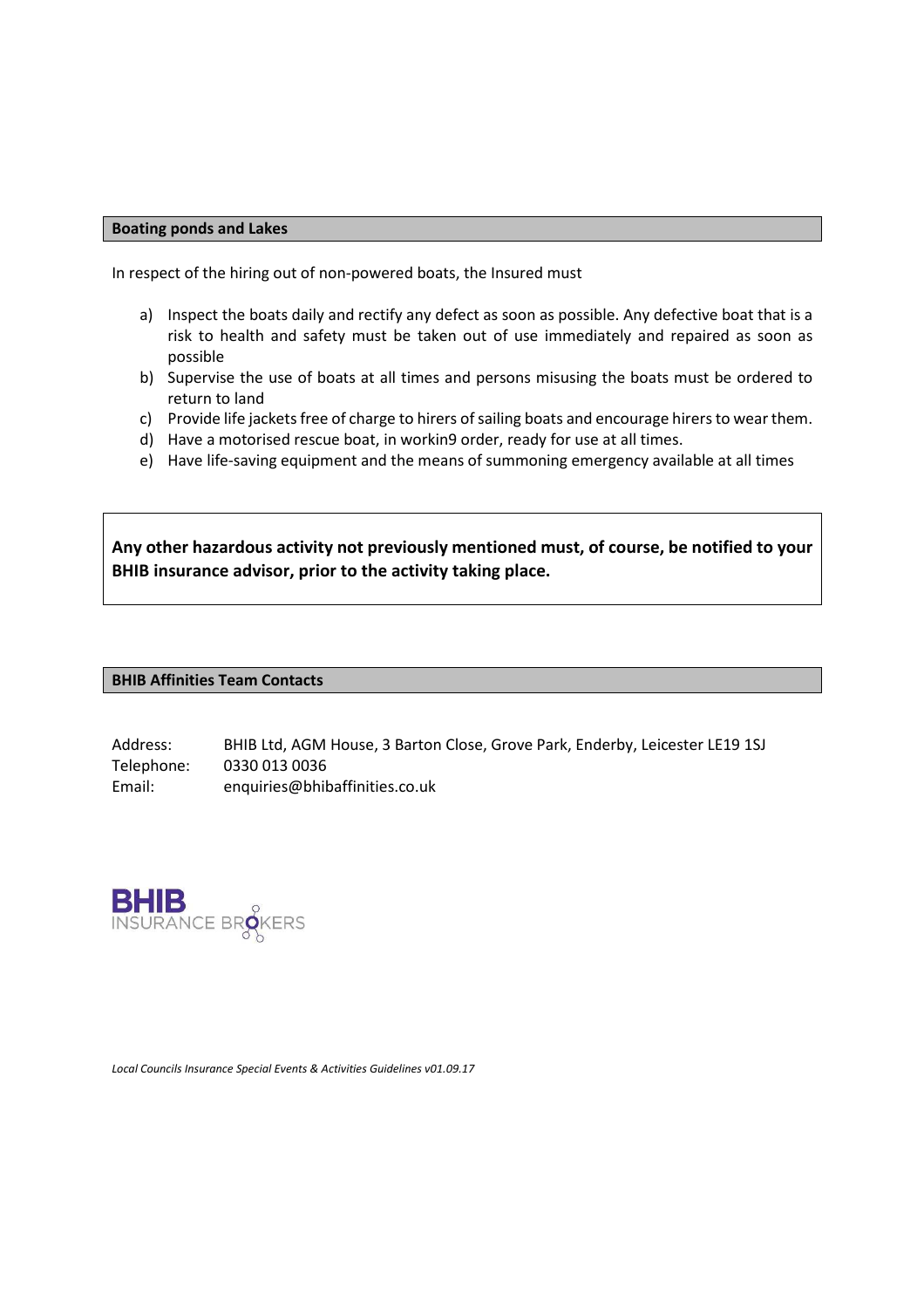## Boating ponds and Lakes

In respect of the hiring out of non-powered boats, the Insured must

a) Inspect the boats daily and rectify any defect as soon as possible. Any defective boat that is a risk to health and safety must be taken out of use immediately and repaired as soon as possible
b) Supervise the use of boats at all times and persons misusing the boats must be ordered to return to land
c) Provide life jackets free of charge to hirers of sailing boats and encourage hirers to wear them.
d) Have a motorised rescue boat, in workin9 order, ready for use at all times.
e) Have life-saving equipment and the means of summoning emergency available at all times

**Any other hazardous activity not previously mentioned must, of course, be notified to your BHIB insurance advisor, prior to the activity taking place.**

## BHIB Affinities Team Contacts

Address: BHIB Ltd, AGM House, 3 Barton Close, Grove Park, Enderby, Leicester LE19 1SJ
Telephone: 0330 013 0036
Email: enquiries@bhibaffinities.co.uk

BHIB INSURANCE BROKERS

*Local Councils Insurance Special Events & Activities Guidelines v01.09.17*